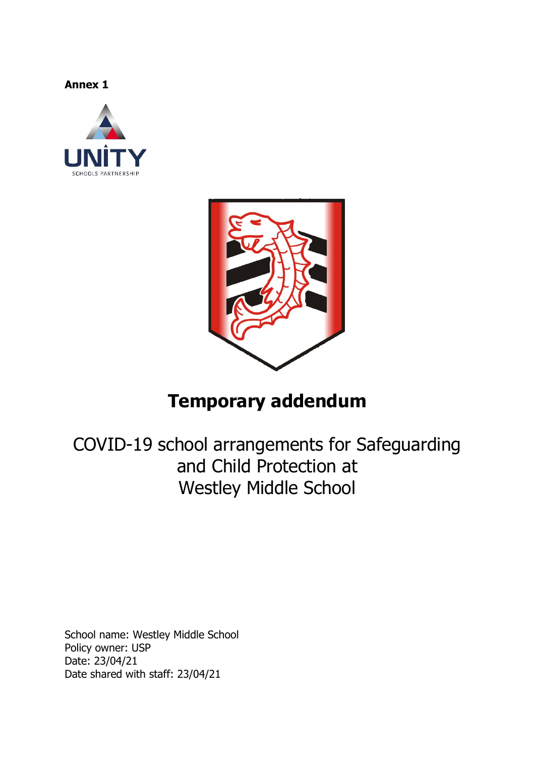**Annex 1**

# Temporary addendum

COVID-19 school arrangements for Safeguarding and Child Protection at Westley Middle School

School name: Westley Middle School
Policy owner: USP
Date: 23/04/21
Date shared with staff: 23/04/21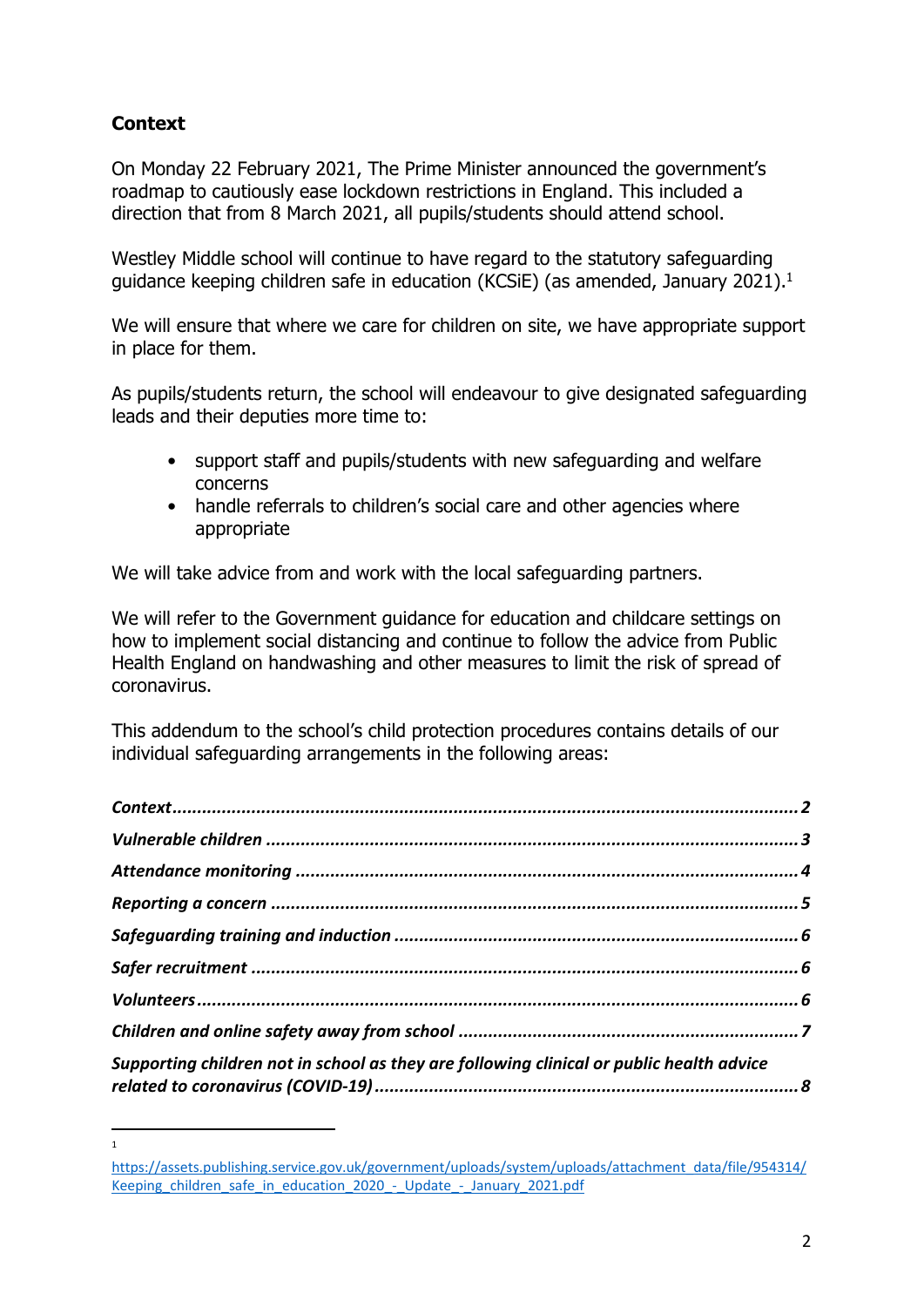## Context

On Monday 22 February 2021, The Prime Minister announced the government's roadmap to cautiously ease lockdown restrictions in England. This included a direction that from 8 March 2021, all pupils/students should attend school.

Westley Middle school will continue to have regard to the statutory safeguarding guidance keeping children safe in education (KCSiE) (as amended, January 2021).[1]

We will ensure that where we care for children on site, we have appropriate support in place for them.

As pupils/students return, the school will endeavour to give designated safeguarding leads and their deputies more time to:

- support staff and pupils/students with new safeguarding and welfare concerns
- handle referrals to children's social care and other agencies where appropriate

We will take advice from and work with the local safeguarding partners.

We will refer to the Government guidance for education and childcare settings on how to implement social distancing and continue to follow the advice from Public Health England on handwashing and other measures to limit the risk of spread of coronavirus.

This addendum to the school's child protection procedures contains details of our individual safeguarding arrangements in the following areas:

***Context*** .......... **2**
***Vulnerable children*** .......... **3**
***Attendance monitoring*** .......... **4**
***Reporting a concern*** .......... **5**
***Safeguarding training and induction*** .......... **6**
***Safer recruitment*** .......... **6**
***Volunteers*** .......... **6**
***Children and online safety away from school*** .......... **7**
***Supporting children not in school as they are following clinical or public health advice related to coronavirus (COVID-19)*** .......... **8**

---

[1] https://assets.publishing.service.gov.uk/government/uploads/system/uploads/attachment_data/file/954314/Keeping_children_safe_in_education_2020_-_Update_-_January_2021.pdf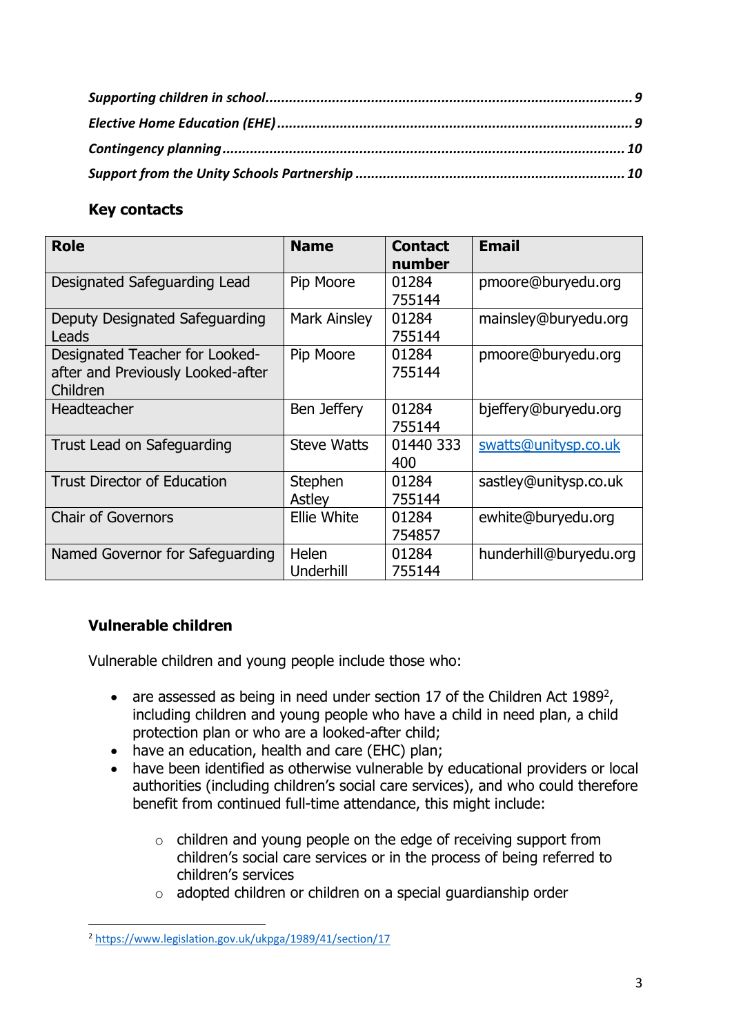*Supporting children in school ........................................................................................ 9*
*Elective Home Education (EHE) ...................................................................................... 9*
*Contingency planning ..................................................................................................... 10*
*Support from the Unity Schools Partnership ................................................................. 10*

## Key contacts

| Role | Name | Contact number | Email |
|---|---|---|---|
| Designated Safeguarding Lead | Pip Moore | 01284 755144 | pmoore@buryedu.org |
| Deputy Designated Safeguarding Leads | Mark Ainsley | 01284 755144 | mainsley@buryedu.org |
| Designated Teacher for Looked-after and Previously Looked-after Children | Pip Moore | 01284 755144 | pmoore@buryedu.org |
| Headteacher | Ben Jeffery | 01284 755144 | bjeffery@buryedu.org |
| Trust Lead on Safeguarding | Steve Watts | 01440 333 400 | swatts@unitysp.co.uk |
| Trust Director of Education | Stephen Astley | 01284 755144 | sastley@unitysp.co.uk |
| Chair of Governors | Ellie White | 01284 754857 | ewhite@buryedu.org |
| Named Governor for Safeguarding | Helen Underhill | 01284 755144 | hunderhill@buryedu.org |

## Vulnerable children

Vulnerable children and young people include those who:

- are assessed as being in need under section 17 of the Children Act 1989[2], including children and young people who have a child in need plan, a child protection plan or who are a looked-after child;
- have an education, health and care (EHC) plan;
- have been identified as otherwise vulnerable by educational providers or local authorities (including children's social care services), and who could therefore benefit from continued full-time attendance, this might include:
  - children and young people on the edge of receiving support from children's social care services or in the process of being referred to children's services
  - adopted children or children on a special guardianship order

[2] https://www.legislation.gov.uk/ukpga/1989/41/section/17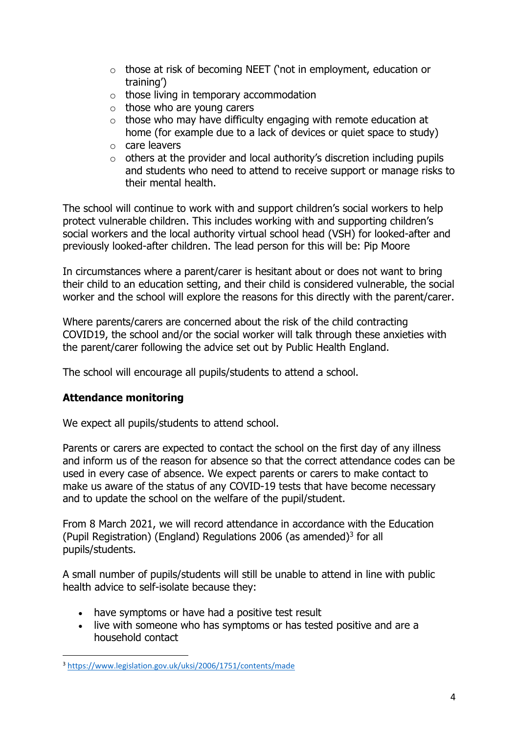- those at risk of becoming NEET ('not in employment, education or training')
- those living in temporary accommodation
- those who are young carers
- those who may have difficulty engaging with remote education at home (for example due to a lack of devices or quiet space to study)
- care leavers
- others at the provider and local authority's discretion including pupils and students who need to attend to receive support or manage risks to their mental health.

The school will continue to work with and support children's social workers to help protect vulnerable children. This includes working with and supporting children's social workers and the local authority virtual school head (VSH) for looked-after and previously looked-after children. The lead person for this will be: Pip Moore

In circumstances where a parent/carer is hesitant about or does not want to bring their child to an education setting, and their child is considered vulnerable, the social worker and the school will explore the reasons for this directly with the parent/carer.

Where parents/carers are concerned about the risk of the child contracting COVID19, the school and/or the social worker will talk through these anxieties with the parent/carer following the advice set out by Public Health England.

The school will encourage all pupils/students to attend a school.

## Attendance monitoring

We expect all pupils/students to attend school.

Parents or carers are expected to contact the school on the first day of any illness and inform us of the reason for absence so that the correct attendance codes can be used in every case of absence. We expect parents or carers to make contact to make us aware of the status of any COVID-19 tests that have become necessary and to update the school on the welfare of the pupil/student.

From 8 March 2021, we will record attendance in accordance with the Education (Pupil Registration) (England) Regulations 2006 (as amended)[3] for all pupils/students.

A small number of pupils/students will still be unable to attend in line with public health advice to self-isolate because they:

- have symptoms or have had a positive test result
- live with someone who has symptoms or has tested positive and are a household contact

[3] https://www.legislation.gov.uk/uksi/2006/1751/contents/made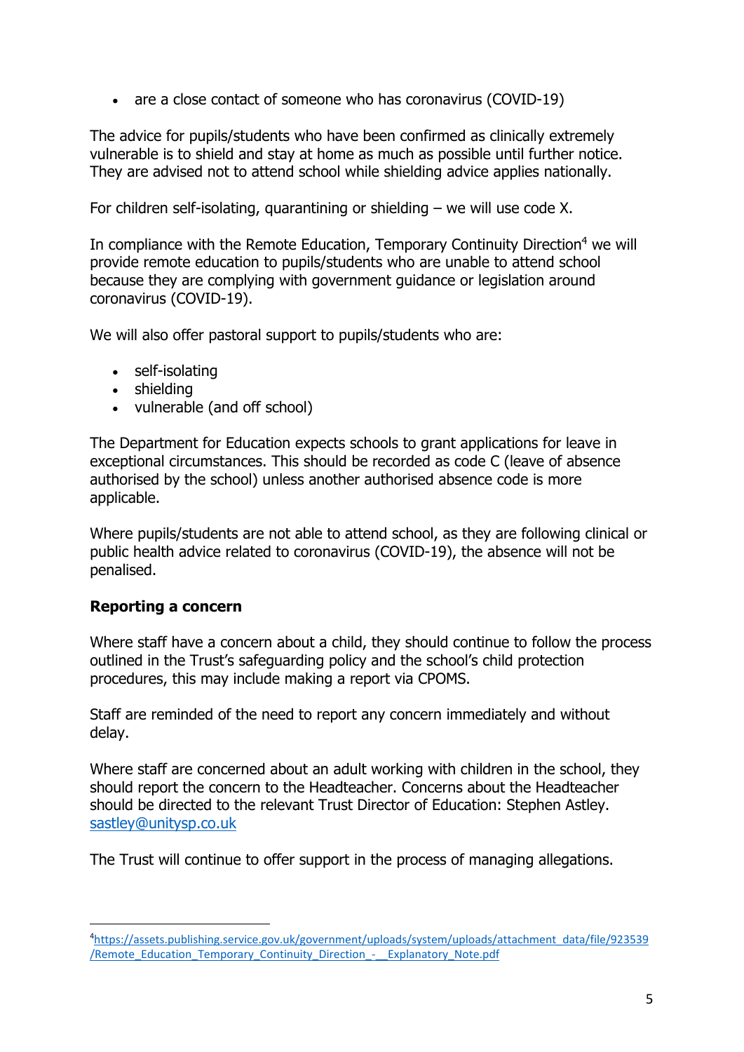- are a close contact of someone who has coronavirus (COVID-19)

The advice for pupils/students who have been confirmed as clinically extremely vulnerable is to shield and stay at home as much as possible until further notice. They are advised not to attend school while shielding advice applies nationally.

For children self-isolating, quarantining or shielding – we will use code X.

In compliance with the Remote Education, Temporary Continuity Direction[4] we will provide remote education to pupils/students who are unable to attend school because they are complying with government guidance or legislation around coronavirus (COVID-19).

We will also offer pastoral support to pupils/students who are:

- self-isolating
- shielding
- vulnerable (and off school)

The Department for Education expects schools to grant applications for leave in exceptional circumstances. This should be recorded as code C (leave of absence authorised by the school) unless another authorised absence code is more applicable.

Where pupils/students are not able to attend school, as they are following clinical or public health advice related to coronavirus (COVID-19), the absence will not be penalised.

**Reporting a concern**

Where staff have a concern about a child, they should continue to follow the process outlined in the Trust's safeguarding policy and the school's child protection procedures, this may include making a report via CPOMS.

Staff are reminded of the need to report any concern immediately and without delay.

Where staff are concerned about an adult working with children in the school, they should report the concern to the Headteacher. Concerns about the Headteacher should be directed to the relevant Trust Director of Education: Stephen Astley. sastley@unitysp.co.uk

The Trust will continue to offer support in the process of managing allegations.

---

[4] https://assets.publishing.service.gov.uk/government/uploads/system/uploads/attachment_data/file/923539/Remote_Education_Temporary_Continuity_Direction_-__Explanatory_Note.pdf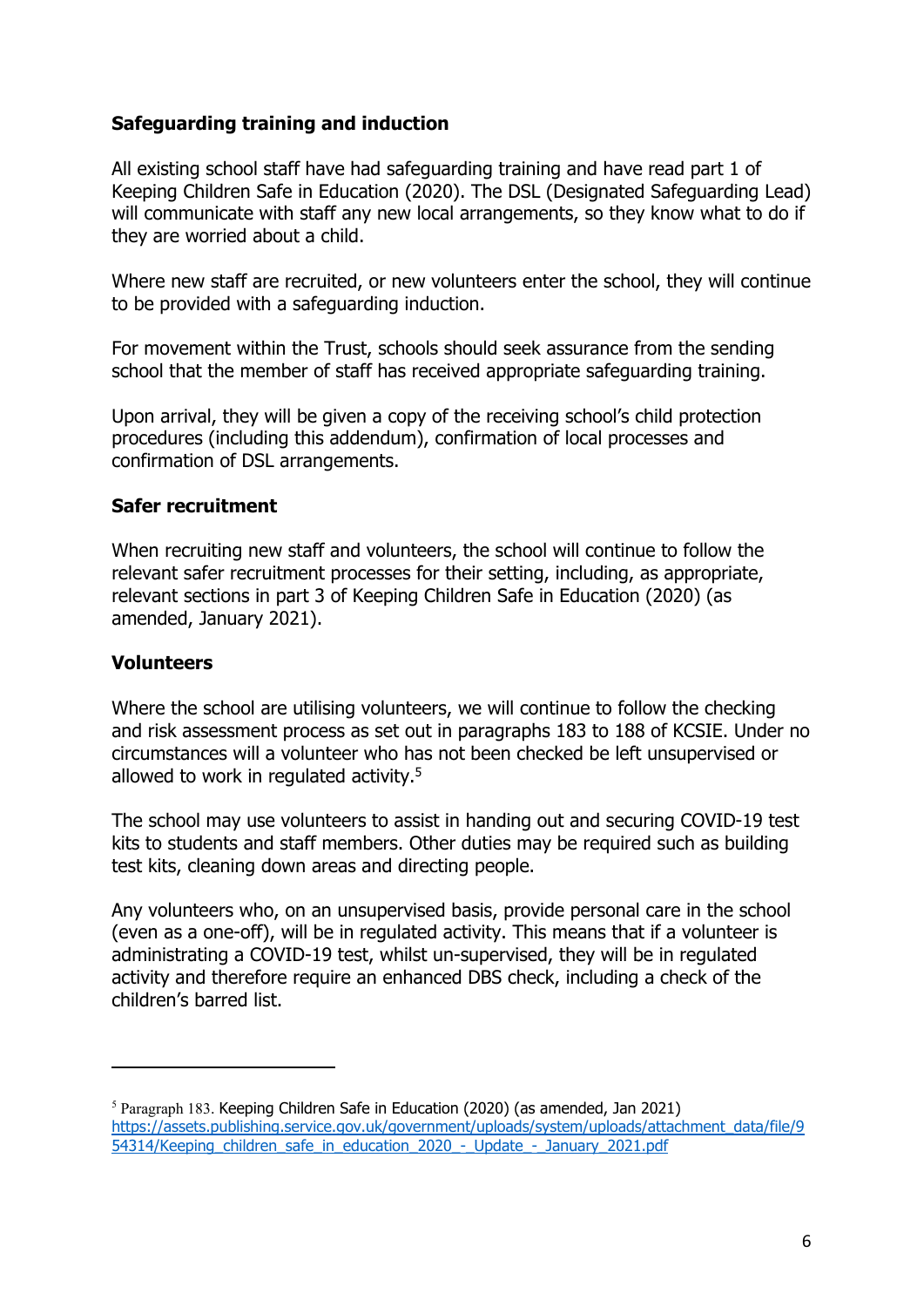## Safeguarding training and induction

All existing school staff have had safeguarding training and have read part 1 of Keeping Children Safe in Education (2020). The DSL (Designated Safeguarding Lead) will communicate with staff any new local arrangements, so they know what to do if they are worried about a child.

Where new staff are recruited, or new volunteers enter the school, they will continue to be provided with a safeguarding induction.

For movement within the Trust, schools should seek assurance from the sending school that the member of staff has received appropriate safeguarding training.

Upon arrival, they will be given a copy of the receiving school's child protection procedures (including this addendum), confirmation of local processes and confirmation of DSL arrangements.

## Safer recruitment

When recruiting new staff and volunteers, the school will continue to follow the relevant safer recruitment processes for their setting, including, as appropriate, relevant sections in part 3 of Keeping Children Safe in Education (2020) (as amended, January 2021).

## Volunteers

Where the school are utilising volunteers, we will continue to follow the checking and risk assessment process as set out in paragraphs 183 to 188 of KCSIE. Under no circumstances will a volunteer who has not been checked be left unsupervised or allowed to work in regulated activity.[5]

The school may use volunteers to assist in handing out and securing COVID-19 test kits to students and staff members. Other duties may be required such as building test kits, cleaning down areas and directing people.

Any volunteers who, on an unsupervised basis, provide personal care in the school (even as a one-off), will be in regulated activity. This means that if a volunteer is administrating a COVID-19 test, whilst un-supervised, they will be in regulated activity and therefore require an enhanced DBS check, including a check of the children's barred list.

---

[5] Paragraph 183. Keeping Children Safe in Education (2020) (as amended, Jan 2021) https://assets.publishing.service.gov.uk/government/uploads/system/uploads/attachment_data/file/954314/Keeping_children_safe_in_education_2020_-_Update_-_January_2021.pdf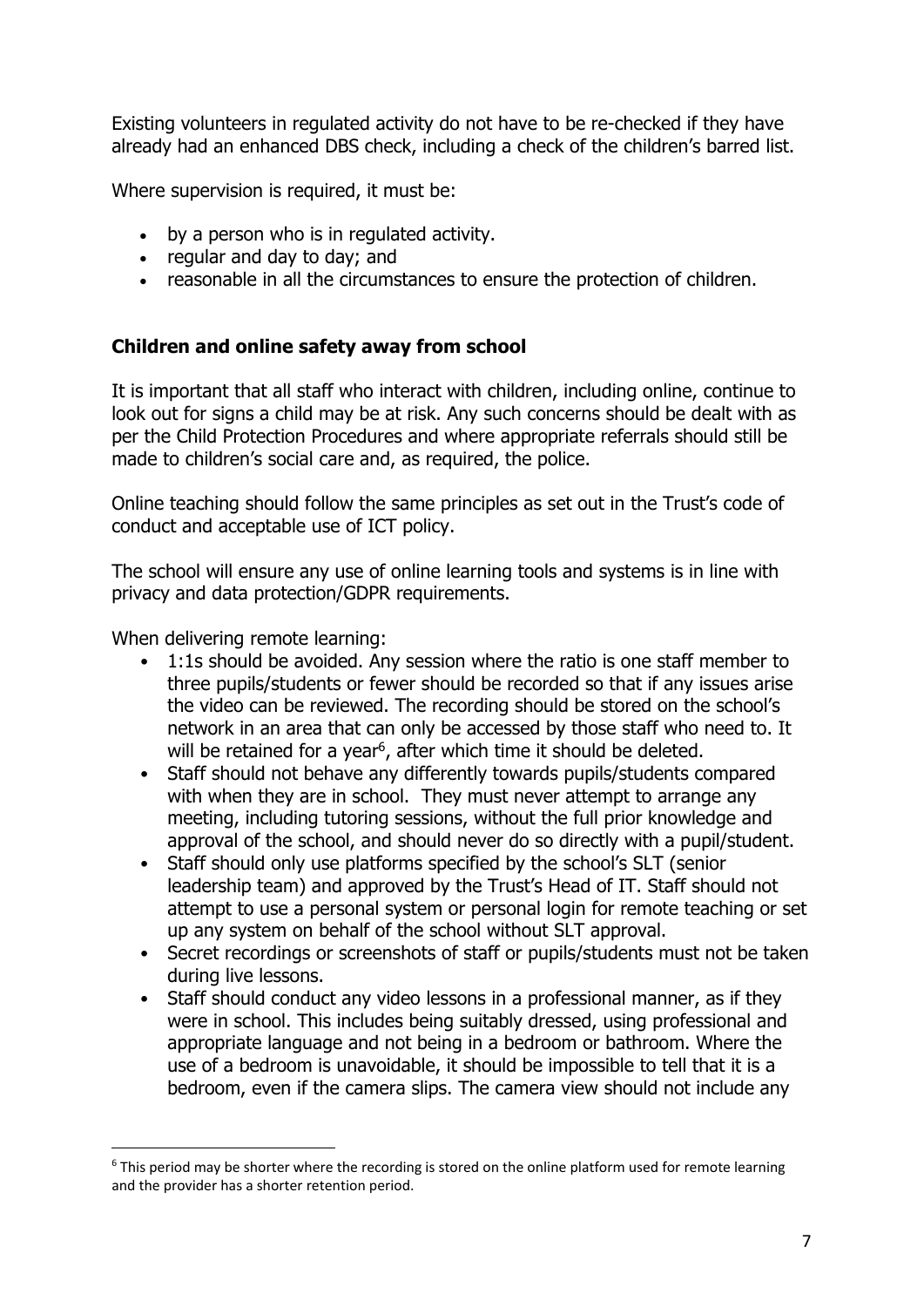Existing volunteers in regulated activity do not have to be re-checked if they have already had an enhanced DBS check, including a check of the children's barred list.

Where supervision is required, it must be:

- by a person who is in regulated activity.
- regular and day to day; and
- reasonable in all the circumstances to ensure the protection of children.

### Children and online safety away from school

It is important that all staff who interact with children, including online, continue to look out for signs a child may be at risk. Any such concerns should be dealt with as per the Child Protection Procedures and where appropriate referrals should still be made to children's social care and, as required, the police.

Online teaching should follow the same principles as set out in the Trust's code of conduct and acceptable use of ICT policy.

The school will ensure any use of online learning tools and systems is in line with privacy and data protection/GDPR requirements.

When delivering remote learning:

- 1:1s should be avoided. Any session where the ratio is one staff member to three pupils/students or fewer should be recorded so that if any issues arise the video can be reviewed. The recording should be stored on the school's network in an area that can only be accessed by those staff who need to. It will be retained for a year[6], after which time it should be deleted.
- Staff should not behave any differently towards pupils/students compared with when they are in school. They must never attempt to arrange any meeting, including tutoring sessions, without the full prior knowledge and approval of the school, and should never do so directly with a pupil/student.
- Staff should only use platforms specified by the school's SLT (senior leadership team) and approved by the Trust's Head of IT. Staff should not attempt to use a personal system or personal login for remote teaching or set up any system on behalf of the school without SLT approval.
- Secret recordings or screenshots of staff or pupils/students must not be taken during live lessons.
- Staff should conduct any video lessons in a professional manner, as if they were in school. This includes being suitably dressed, using professional and appropriate language and not being in a bedroom or bathroom. Where the use of a bedroom is unavoidable, it should be impossible to tell that it is a bedroom, even if the camera slips. The camera view should not include any

[6] This period may be shorter where the recording is stored on the online platform used for remote learning and the provider has a shorter retention period.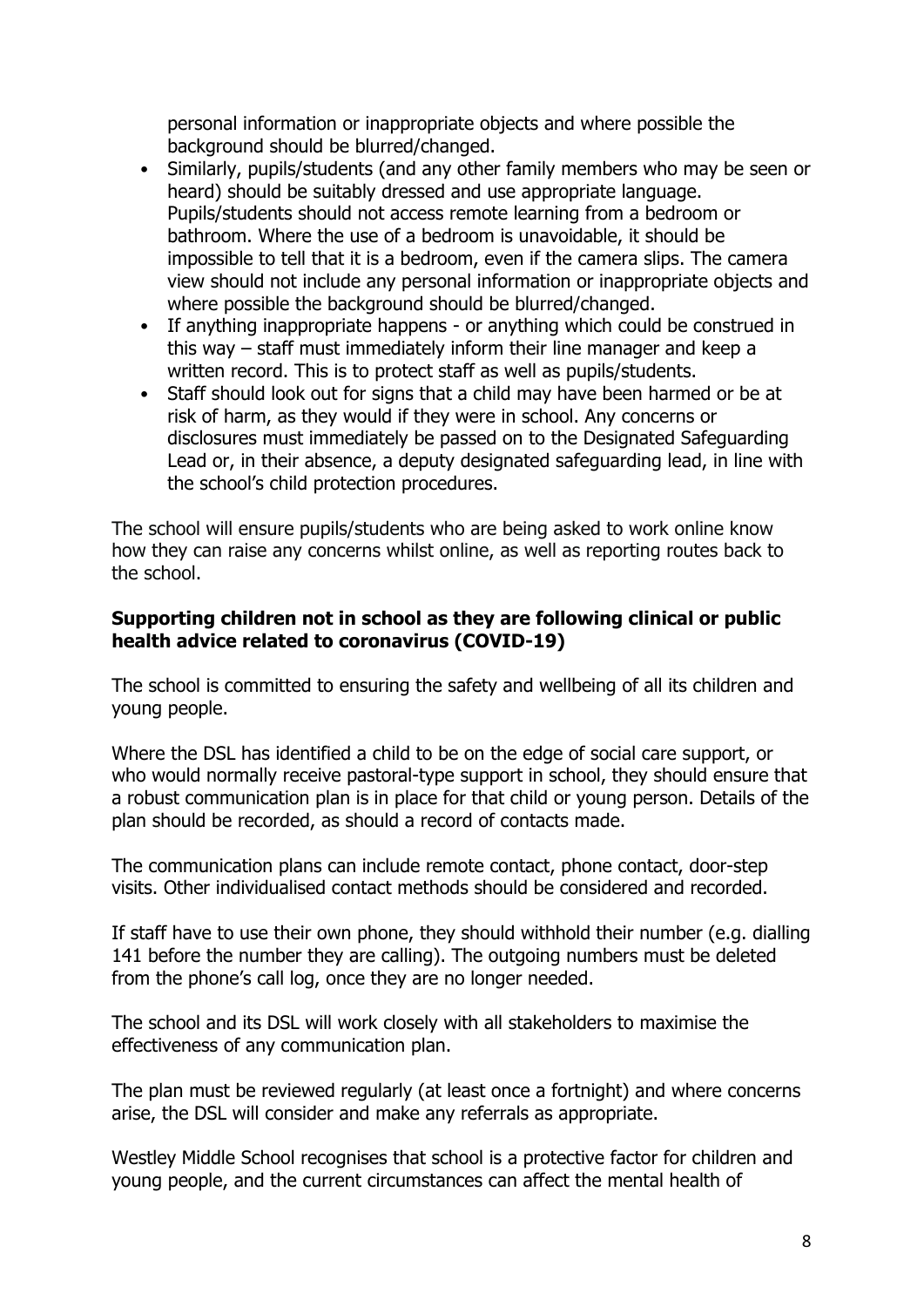personal information or inappropriate objects and where possible the background should be blurred/changed.

- Similarly, pupils/students (and any other family members who may be seen or heard) should be suitably dressed and use appropriate language. Pupils/students should not access remote learning from a bedroom or bathroom. Where the use of a bedroom is unavoidable, it should be impossible to tell that it is a bedroom, even if the camera slips. The camera view should not include any personal information or inappropriate objects and where possible the background should be blurred/changed.
- If anything inappropriate happens - or anything which could be construed in this way – staff must immediately inform their line manager and keep a written record. This is to protect staff as well as pupils/students.
- Staff should look out for signs that a child may have been harmed or be at risk of harm, as they would if they were in school. Any concerns or disclosures must immediately be passed on to the Designated Safeguarding Lead or, in their absence, a deputy designated safeguarding lead, in line with the school's child protection procedures.

The school will ensure pupils/students who are being asked to work online know how they can raise any concerns whilst online, as well as reporting routes back to the school.

**Supporting children not in school as they are following clinical or public health advice related to coronavirus (COVID-19)**

The school is committed to ensuring the safety and wellbeing of all its children and young people.

Where the DSL has identified a child to be on the edge of social care support, or who would normally receive pastoral-type support in school, they should ensure that a robust communication plan is in place for that child or young person. Details of the plan should be recorded, as should a record of contacts made.

The communication plans can include remote contact, phone contact, door-step visits. Other individualised contact methods should be considered and recorded.

If staff have to use their own phone, they should withhold their number (e.g. dialling 141 before the number they are calling). The outgoing numbers must be deleted from the phone's call log, once they are no longer needed.

The school and its DSL will work closely with all stakeholders to maximise the effectiveness of any communication plan.

The plan must be reviewed regularly (at least once a fortnight) and where concerns arise, the DSL will consider and make any referrals as appropriate.

Westley Middle School recognises that school is a protective factor for children and young people, and the current circumstances can affect the mental health of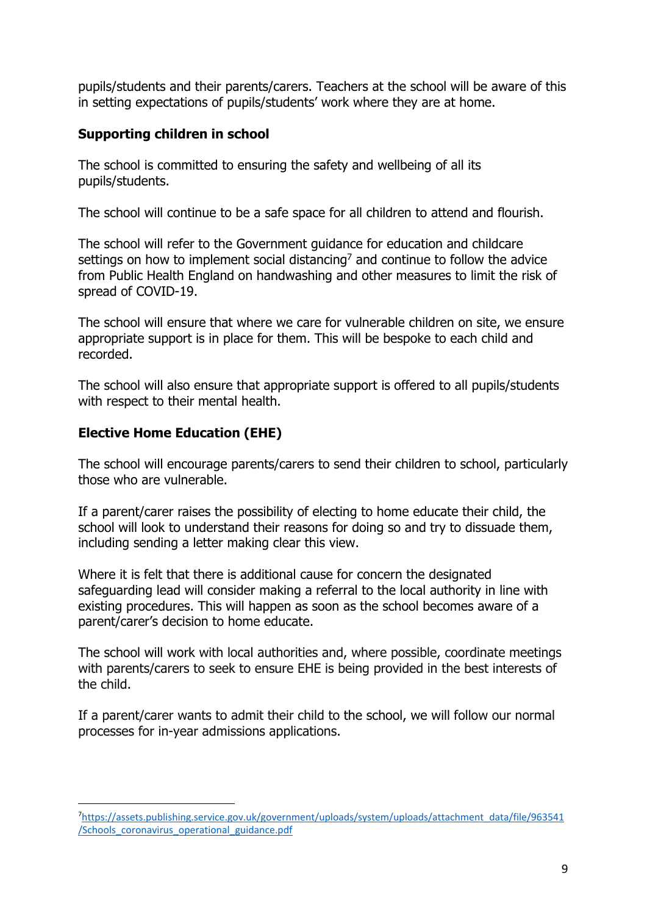pupils/students and their parents/carers. Teachers at the school will be aware of this in setting expectations of pupils/students' work where they are at home.

**Supporting children in school**

The school is committed to ensuring the safety and wellbeing of all its pupils/students.

The school will continue to be a safe space for all children to attend and flourish.

The school will refer to the Government guidance for education and childcare settings on how to implement social distancing[7] and continue to follow the advice from Public Health England on handwashing and other measures to limit the risk of spread of COVID-19.

The school will ensure that where we care for vulnerable children on site, we ensure appropriate support is in place for them. This will be bespoke to each child and recorded.

The school will also ensure that appropriate support is offered to all pupils/students with respect to their mental health.

**Elective Home Education (EHE)**

The school will encourage parents/carers to send their children to school, particularly those who are vulnerable.

If a parent/carer raises the possibility of electing to home educate their child, the school will look to understand their reasons for doing so and try to dissuade them, including sending a letter making clear this view.

Where it is felt that there is additional cause for concern the designated safeguarding lead will consider making a referral to the local authority in line with existing procedures. This will happen as soon as the school becomes aware of a parent/carer's decision to home educate.

The school will work with local authorities and, where possible, coordinate meetings with parents/carers to seek to ensure EHE is being provided in the best interests of the child.

If a parent/carer wants to admit their child to the school, we will follow our normal processes for in-year admissions applications.

---

[7] https://assets.publishing.service.gov.uk/government/uploads/system/uploads/attachment_data/file/963541/Schools_coronavirus_operational_guidance.pdf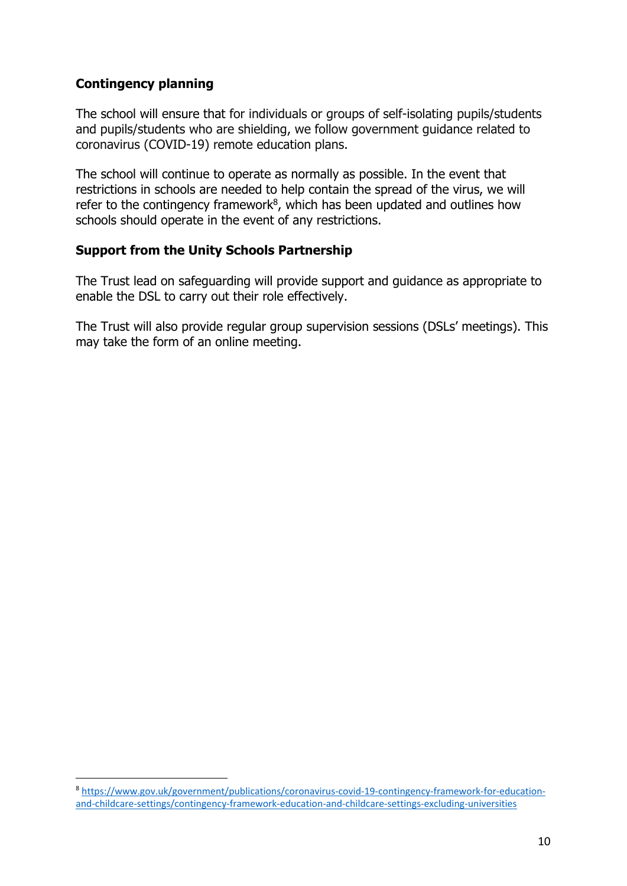## Contingency planning

The school will ensure that for individuals or groups of self-isolating pupils/students and pupils/students who are shielding, we follow government guidance related to coronavirus (COVID-19) remote education plans.

The school will continue to operate as normally as possible. In the event that restrictions in schools are needed to help contain the spread of the virus, we will refer to the contingency framework[8], which has been updated and outlines how schools should operate in the event of any restrictions.

## Support from the Unity Schools Partnership

The Trust lead on safeguarding will provide support and guidance as appropriate to enable the DSL to carry out their role effectively.

The Trust will also provide regular group supervision sessions (DSLs' meetings). This may take the form of an online meeting.

---

[8] https://www.gov.uk/government/publications/coronavirus-covid-19-contingency-framework-for-education-and-childcare-settings/contingency-framework-education-and-childcare-settings-excluding-universities